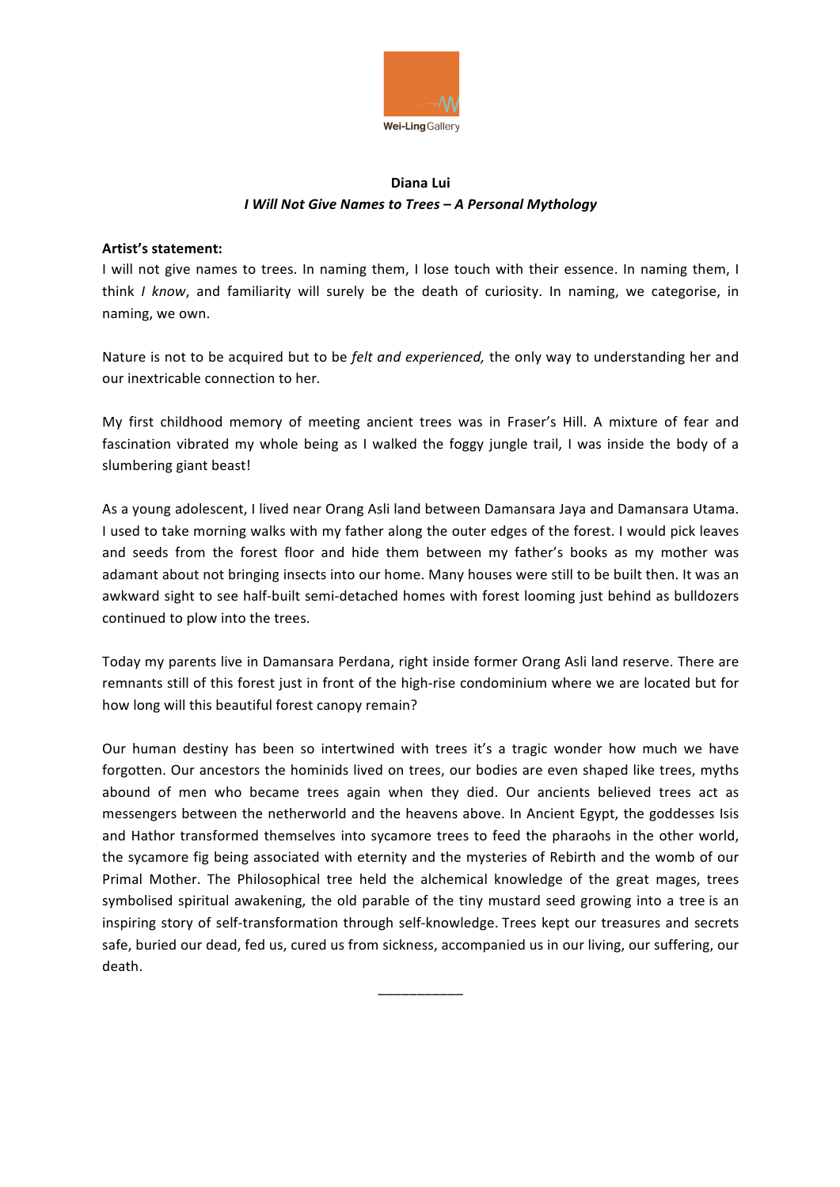Wei-Ling Gallery

**Diana Lui**
***I Will Not Give Names to Trees – A Personal Mythology***

**Artist's statement:**
I will not give names to trees. In naming them, I lose touch with their essence. In naming them, I think *I know*, and familiarity will surely be the death of curiosity. In naming, we categorise, in naming, we own.

Nature is not to be acquired but to be *felt and experienced,* the only way to understanding her and our inextricable connection to her.

My first childhood memory of meeting ancient trees was in Fraser's Hill. A mixture of fear and fascination vibrated my whole being as I walked the foggy jungle trail, I was inside the body of a slumbering giant beast!

As a young adolescent, I lived near Orang Asli land between Damansara Jaya and Damansara Utama. I used to take morning walks with my father along the outer edges of the forest. I would pick leaves and seeds from the forest floor and hide them between my father's books as my mother was adamant about not bringing insects into our home. Many houses were still to be built then. It was an awkward sight to see half-built semi-detached homes with forest looming just behind as bulldozers continued to plow into the trees.

Today my parents live in Damansara Perdana, right inside former Orang Asli land reserve. There are remnants still of this forest just in front of the high-rise condominium where we are located but for how long will this beautiful forest canopy remain?

Our human destiny has been so intertwined with trees it's a tragic wonder how much we have forgotten. Our ancestors the hominids lived on trees, our bodies are even shaped like trees, myths abound of men who became trees again when they died. Our ancients believed trees act as messengers between the netherworld and the heavens above. In Ancient Egypt, the goddesses Isis and Hathor transformed themselves into sycamore trees to feed the pharaohs in the other world, the sycamore fig being associated with eternity and the mysteries of Rebirth and the womb of our Primal Mother. The Philosophical tree held the alchemical knowledge of the great mages, trees symbolised spiritual awakening, the old parable of the tiny mustard seed growing into a tree is an inspiring story of self-transformation through self-knowledge. Trees kept our treasures and secrets safe, buried our dead, fed us, cured us from sickness, accompanied us in our living, our suffering, our death.

___________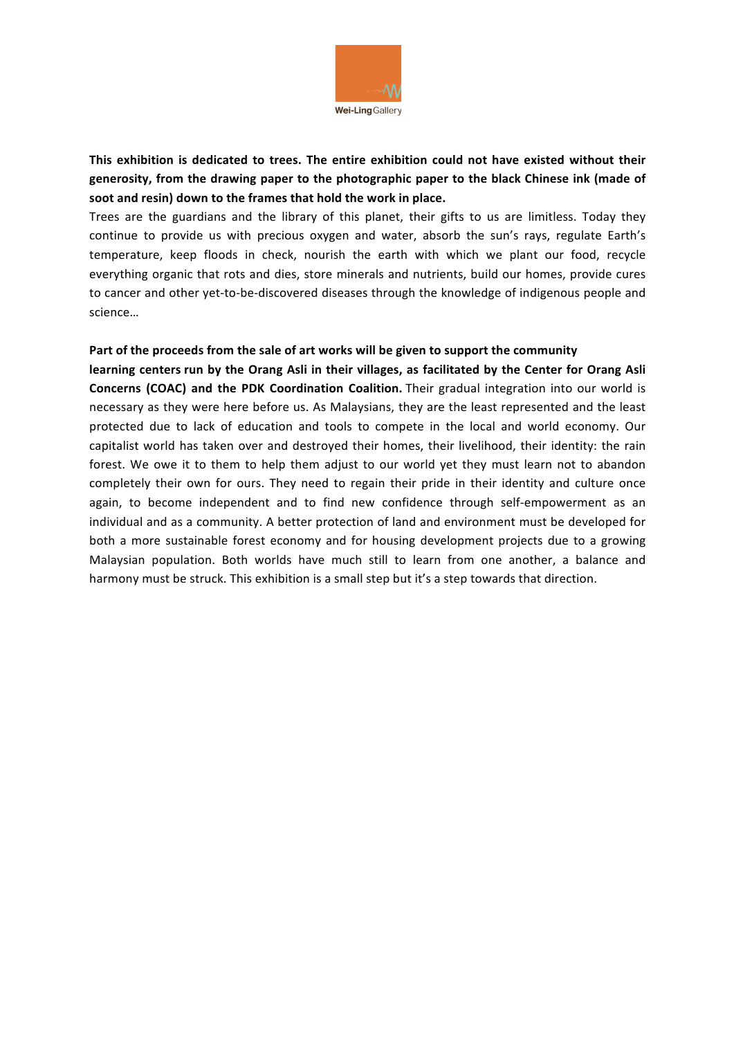**This exhibition is dedicated to trees. The entire exhibition could not have existed without their generosity, from the drawing paper to the photographic paper to the black Chinese ink (made of soot and resin) down to the frames that hold the work in place.**

Trees are the guardians and the library of this planet, their gifts to us are limitless. Today they continue to provide us with precious oxygen and water, absorb the sun's rays, regulate Earth's temperature, keep floods in check, nourish the earth with which we plant our food, recycle everything organic that rots and dies, store minerals and nutrients, build our homes, provide cures to cancer and other yet-to-be-discovered diseases through the knowledge of indigenous people and science…

**Part of the proceeds from the sale of art works will be given to support the community learning centers run by the Orang Asli in their villages, as facilitated by the Center for Orang Asli Concerns (COAC) and the PDK Coordination Coalition.** Their gradual integration into our world is necessary as they were here before us. As Malaysians, they are the least represented and the least protected due to lack of education and tools to compete in the local and world economy. Our capitalist world has taken over and destroyed their homes, their livelihood, their identity: the rain forest. We owe it to them to help them adjust to our world yet they must learn not to abandon completely their own for ours. They need to regain their pride in their identity and culture once again, to become independent and to find new confidence through self-empowerment as an individual and as a community. A better protection of land and environment must be developed for both a more sustainable forest economy and for housing development projects due to a growing Malaysian population. Both worlds have much still to learn from one another, a balance and harmony must be struck. This exhibition is a small step but it's a step towards that direction.